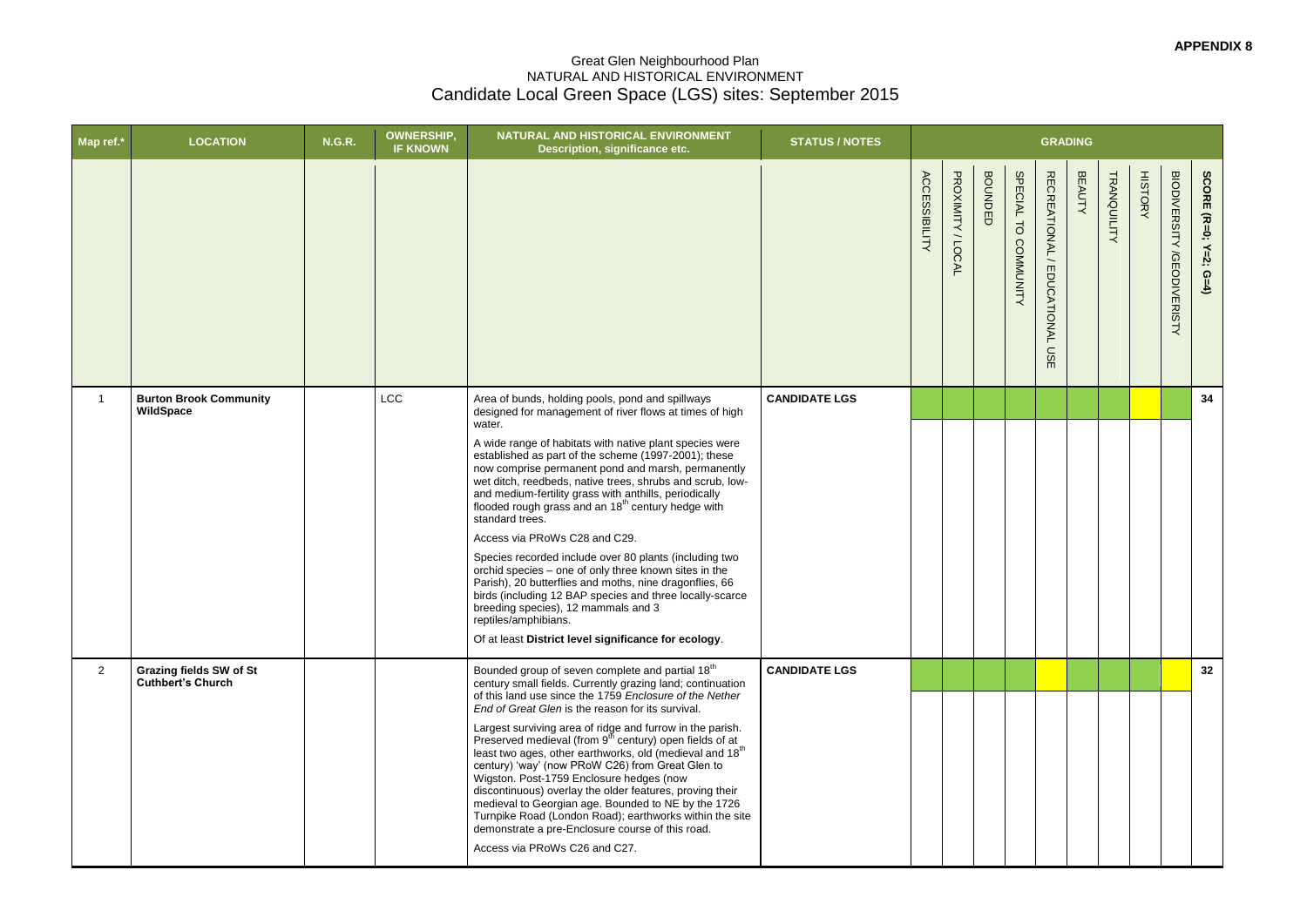**APPENDIX 8**

# Great Glen Neighbourhood Plan
## NATURAL AND HISTORICAL ENVIRONMENT
## Candidate Local Green Space (LGS) sites: September 2015

| Map ref.* | LOCATION | N.G.R. | OWNERSHIP, IF KNOWN | NATURAL AND HISTORICAL ENVIRONMENT Description, significance etc. | STATUS / NOTES | GRADING | | | | | | | | | |
|---|---|---|---|---|---|---|---|---|---|---|---|---|---|---|---|
| | | | | | | ACCESSIBILITY | PROXIMITY / LOCAL | BOUNDED | SPECIAL TO COMMUNITY | RECREATIONAL / EDUCATIONAL USE | BEAUTY | TRANQUILITY | HISTORY | BIODIVERSITY /GEODIVERISTY | SCORE (R=0; Y=2; G=4) |
| 1 | **Burton Brook Community WildSpace** | | LCC | Area of bunds, holding pools, pond and spillways designed for management of river flows at times of high water.<br><br>A wide range of habitats with native plant species were established as part of the scheme (1997-2001); these now comprise permanent pond and marsh, permanently wet ditch, reedbeds, native trees, shrubs and scrub, low- and medium-fertility grass with anthills, periodically flooded rough grass and an 18th century hedge with standard trees.<br><br>Access via PRoWs C28 and C29.<br><br>Species recorded include over 80 plants (including two orchid species – one of only three known sites in the Parish), 20 butterflies and moths, nine dragonflies, 66 birds (including 12 BAP species and three locally-scarce breeding species), 12 mammals and 3 reptiles/amphibians.<br><br>Of at least **District level significance for ecology**. | **CANDIDATE LGS** | G | G | G | G | G | G | G | Y | G | **34** |
| 2 | **Grazing fields SW of St Cuthbert's Church** | | | Bounded group of seven complete and partial 18th century small fields. Currently grazing land; continuation of this land use since the 1759 *Enclosure of the Nether End of Great Glen* is the reason for its survival.<br><br>Largest surviving area of ridge and furrow in the parish. Preserved medieval (from 9th century) open fields of at least two ages, other earthworks, old (medieval and 18th century) 'way' (now PRoW C26) from Great Glen to Wigston. Post-1759 Enclosure hedges (now discontinuous) overlay the older features, proving their medieval to Georgian age. Bounded to NE by the 1726 Turnpike Road (London Road); earthworks within the site demonstrate a pre-Enclosure course of this road.<br><br>Access via PRoWs C26 and C27. | **CANDIDATE LGS** | G | G | G | G | Y | G | G | G | Y | **32** |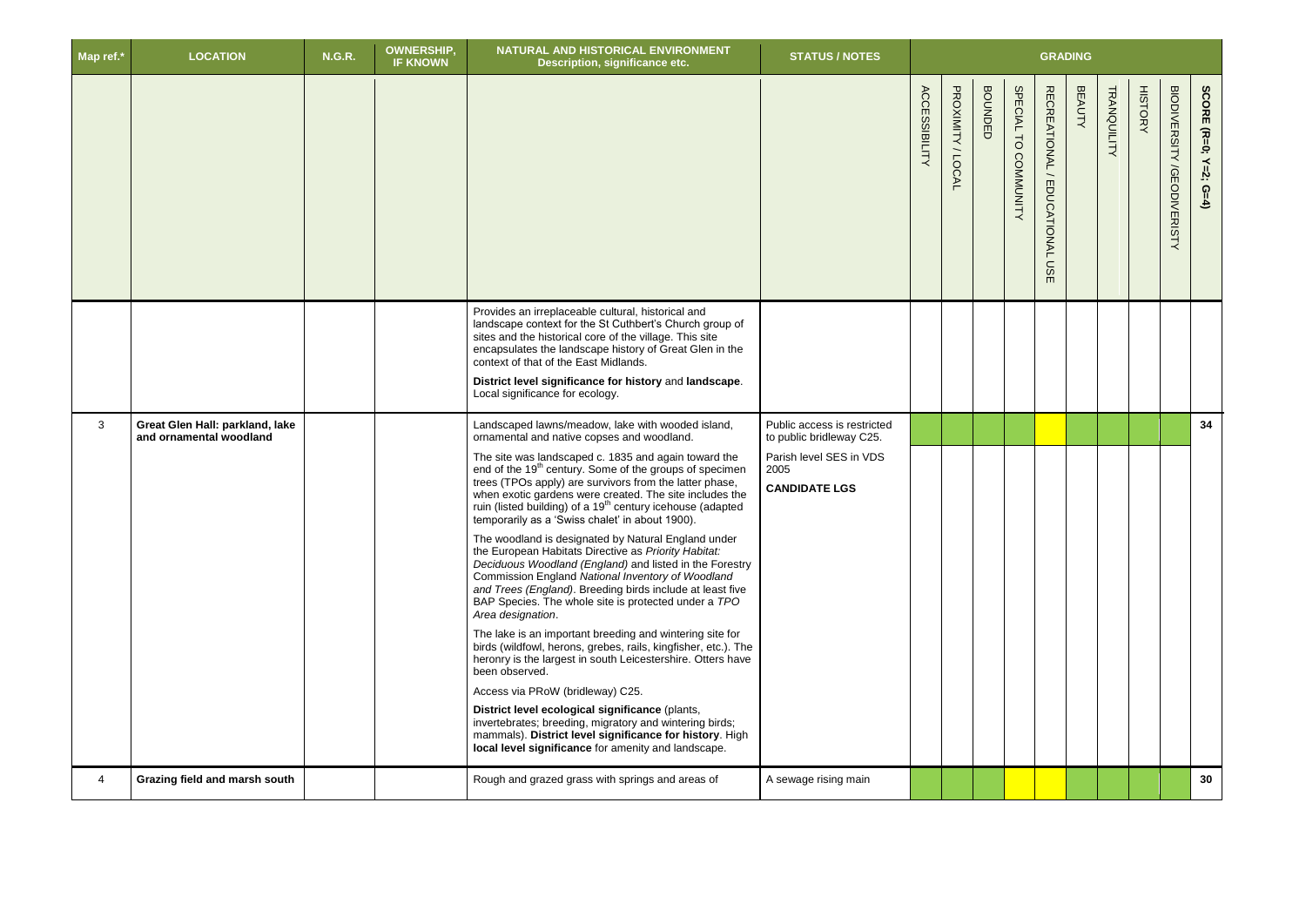| Map ref.* | LOCATION | N.G.R. | OWNERSHIP, IF KNOWN | NATURAL AND HISTORICAL ENVIRONMENT Description, significance etc. | STATUS / NOTES | GRADING | | | | | | | | | |
|---|---|---|---|---|---|---|---|---|---|---|---|---|---|---|---|
| | | | | | | ACCESSIBILITY | PROXIMITY / LOCAL | BOUNDED | SPECIAL TO COMMUNITY | RECREATIONAL / EDUCATIONAL USE | BEAUTY | TRANQUILITY | HISTORY | BIODIVERSITY /GEODIVERISTY | SCORE (R=0; Y=2; G=4) |
| | | | | Provides an irreplaceable cultural, historical and landscape context for the St Cuthbert's Church group of sites and the historical core of the village. This site encapsulates the landscape history of Great Glen in the context of that of the East Midlands.<br><br>**District level significance for history** and **landscape**. Local significance for ecology. | | | | | | | | | | | |
| 3 | **Great Glen Hall: parkland, lake and ornamental woodland** | | | Landscaped lawns/meadow, lake with wooded island, ornamental and native copses and woodland.<br><br>The site was landscaped c. 1835 and again toward the end of the 19th century. Some of the groups of specimen trees (TPOs apply) are survivors from the latter phase, when exotic gardens were created. The site includes the ruin (listed building) of a 19th century icehouse (adapted temporarily as a 'Swiss chalet' in about 1900).<br><br>The woodland is designated by Natural England under the European Habitats Directive as *Priority Habitat: Deciduous Woodland (England)* and listed in the Forestry Commission England *National Inventory of Woodland and Trees (England)*. Breeding birds include at least five BAP Species. The whole site is protected under a *TPO Area designation*.<br><br>The lake is an important breeding and wintering site for birds (wildfowl, herons, grebes, rails, kingfisher, etc.). The heronry is the largest in south Leicestershire. Otters have been observed.<br><br>Access via PRoW (bridleway) C25.<br><br>**District level ecological significance** (plants, invertebrates; breeding, migratory and wintering birds; mammals). **District level significance for history**. **High local level significance** for amenity and landscape. | Public access is restricted to public bridleway C25.<br><br>Parish level SES in VDS 2005<br><br>**CANDIDATE LGS** | | | | | | | | | | 34 |
| 4 | **Grazing field and marsh south** | | | Rough and grazed grass with springs and areas of | A sewage rising main | | | | | | | | | | 30 |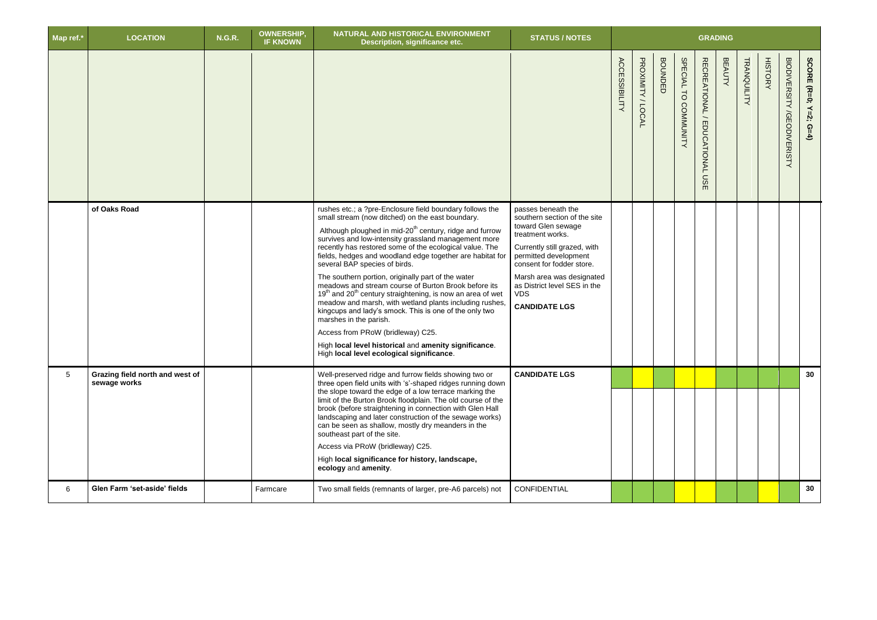| Map ref.* | LOCATION | N.G.R. | OWNERSHIP, IF KNOWN | NATURAL AND HISTORICAL ENVIRONMENT Description, significance etc. | STATUS / NOTES | GRADING | | | | | | | | | |
|---|---|---|---|---|---|---|---|---|---|---|---|---|---|---|---|
| | | | | | | ACCESSIBILITY | PROXIMITY / LOCAL | BOUNDED | SPECIAL TO COMMUNITY | RECREATIONAL / EDUCATIONAL USE | BEAUTY | TRANQUILITY | HISTORY | BIODIVERSITY /GEODIVERISTY | SCORE (R=0; Y=2; G=4) |
| | **of Oaks Road** | | | rushes etc.; a ?pre-Enclosure field boundary follows the small stream (now ditched) on the east boundary.<br><br>Although ploughed in mid-20th century, ridge and furrow survives and low-intensity grassland management more recently has restored some of the ecological value. The fields, hedges and woodland edge together are habitat for several BAP species of birds.<br><br>The southern portion, originally part of the water meadows and stream course of Burton Brook before its 19th and 20th century straightening, is now an area of wet meadow and marsh, with wetland plants including rushes, kingcups and lady's smock. This is one of the only two marshes in the parish.<br><br>Access from PRoW (bridleway) C25.<br><br>High **local level historical** and **amenity significance**. High **local level ecological significance**. | passes beneath the southern section of the site toward Glen sewage treatment works.<br><br>Currently still grazed, with permitted development consent for fodder store.<br><br>Marsh area was designated as District level SES in the VDS<br><br>**CANDIDATE LGS** | | | | | | | | | | |
| 5 | **Grazing field north and west of sewage works** | | | Well-preserved ridge and furrow fields showing two or three open field units with 's'-shaped ridges running down the slope toward the edge of a low terrace marking the limit of the Burton Brook floodplain. The old course of the brook (before straightening in connection with Glen Hall landscaping and later construction of the sewage works) can be seen as shallow, mostly dry meanders in the southeast part of the site.<br><br>Access via PRoW (bridleway) C25.<br><br>High **local significance for history, landscape, ecology** and **amenity**. | **CANDIDATE LGS** | | | | | | | | | | 30 |
| 6 | **Glen Farm 'set-aside' fields** | | Farmcare | Two small fields (remnants of larger, pre-A6 parcels) not | CONFIDENTIAL | | | | | | | | | | 30 |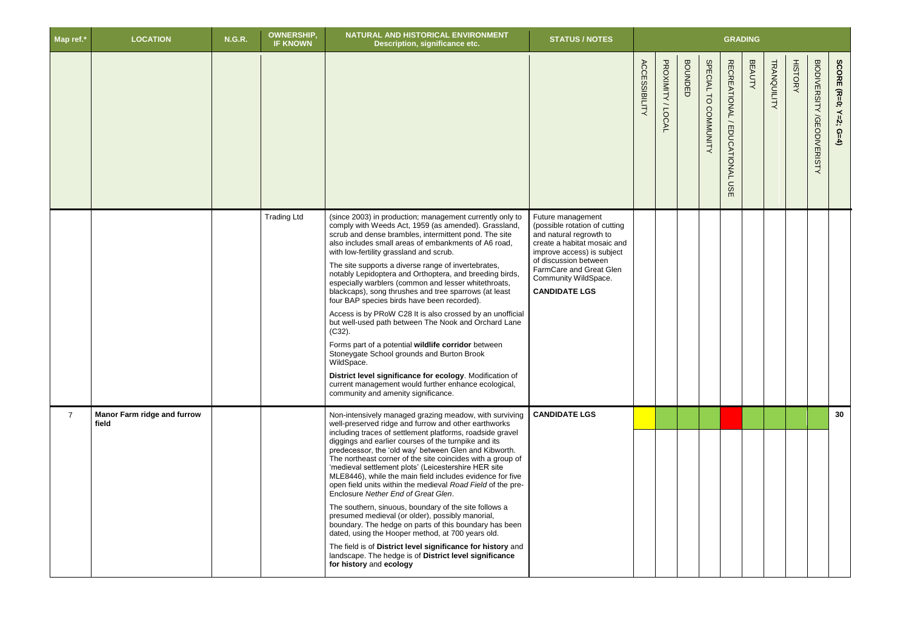| Map ref.* | LOCATION | N.G.R. | OWNERSHIP, IF KNOWN | NATURAL AND HISTORICAL ENVIRONMENT Description, significance etc. | STATUS / NOTES | GRADING | | | | | | | | | |
|---|---|---|---|---|---|---|---|---|---|---|---|---|---|---|---|
| | | | | | | ACCESSIBILITY | PROXIMITY / LOCAL | BOUNDED | SPECIAL TO COMMUNITY | RECREATIONAL / EDUCATIONAL USE | BEAUTY | TRANQUILITY | HISTORY | BIODIVERSITY /GEODIVERISTY | SCORE (R=0; Y=2; G=4) |
| | | | Trading Ltd | (since 2003) in production; management currently only to comply with Weeds Act, 1959 (as amended). Grassland, scrub and dense brambles, intermittent pond. The site also includes small areas of embankments of A6 road, with low-fertility grassland and scrub.<br>The site supports a diverse range of invertebrates, notably Lepidoptera and Orthoptera, and breeding birds, especially warblers (common and lesser whitethroats, blackcaps), song thrushes and tree sparrows (at least four BAP species birds have been recorded).<br>Access is by PRoW C28 It is also crossed by an unofficial but well-used path between The Nook and Orchard Lane (C32).<br>Forms part of a potential **wildlife corridor** between Stoneygate School grounds and Burton Brook WildSpace.<br>**District level significance for ecology**. Modification of current management would further enhance ecological, community and amenity significance. | Future management (possible rotation of cutting and natural regrowth to create a habitat mosaic and improve access) is subject of discussion between FarmCare and Great Glen Community WildSpace.<br>**CANDIDATE LGS** | | | | | | | | | | |
| 7 | **Manor Farm ridge and furrow field** | | | Non-intensively managed grazing meadow, with surviving well-preserved ridge and furrow and other earthworks including traces of settlement platforms, roadside gravel diggings and earlier courses of the turnpike and its predecessor, the 'old way' between Glen and Kibworth. The northeast corner of the site coincides with a group of 'medieval settlement plots' (Leicestershire HER site MLE8446), while the main field includes evidence for five open field units within the medieval *Road Field* of the pre-Enclosure *Nether End of Great Glen*.<br>The southern, sinuous, boundary of the site follows a presumed medieval (or older), possibly manorial, boundary. The hedge on parts of this boundary has been dated, using the Hooper method, at 700 years old.<br>The field is of **District level significance for history** and landscape. The hedge is of **District level significance for history** and **ecology** | **CANDIDATE LGS** | | | | | | | | | | 30 |